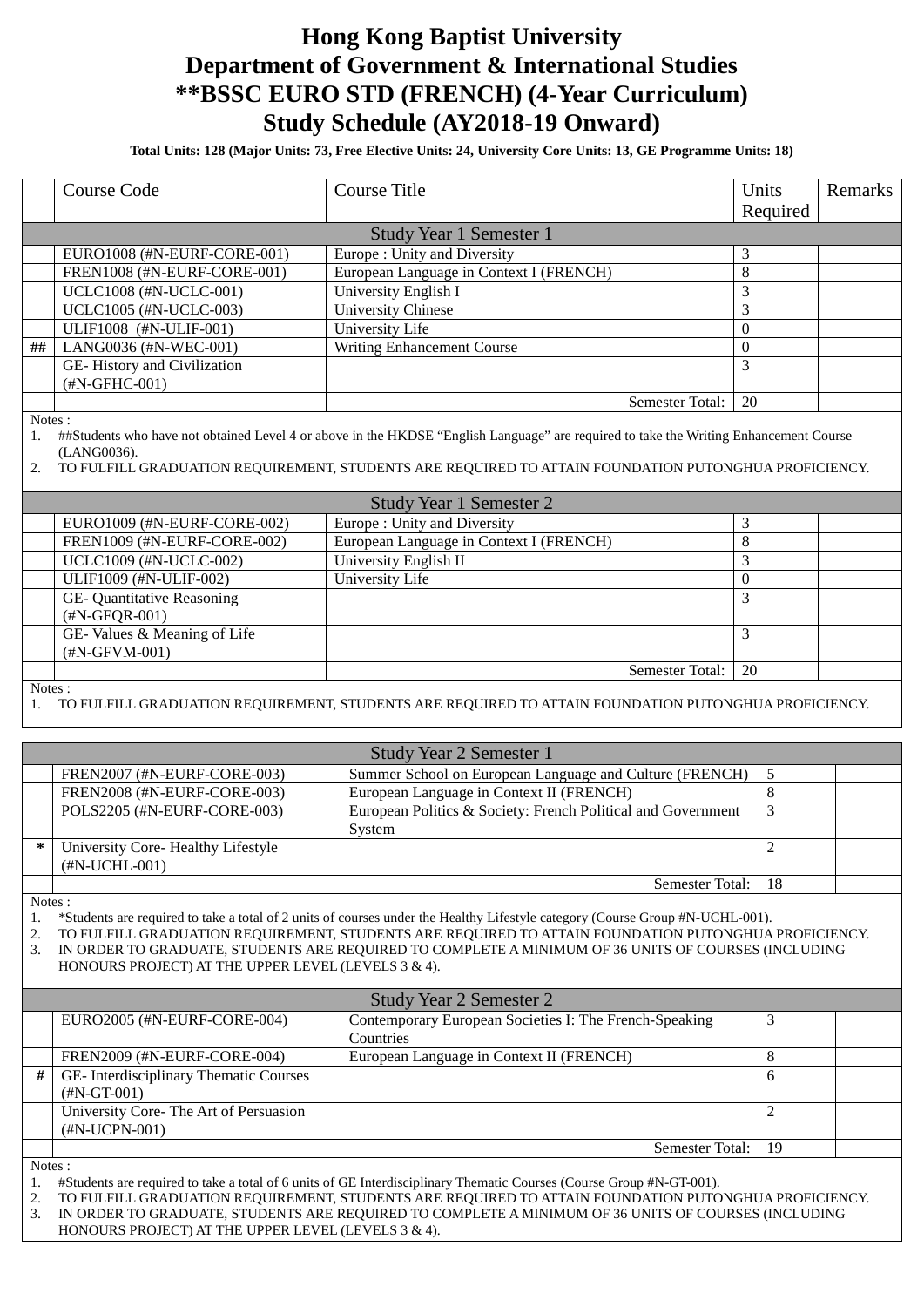# Hong Kong Baptist University
# Department of Government & International Studies
# **BSSC EURO STD (FRENCH) (4-Year Curriculum)
# Study Schedule (AY2018-19 Onward)

**Total Units: 128 (Major Units: 73, Free Elective Units: 24, University Core Units: 13, GE Programme Units: 18)**

| | Course Code | Course Title | Units Required | Remarks |
|---|---|---|---|---|
| | | **Study Year 1 Semester 1** | | |
| | EURO1008 (#N-EURF-CORE-001) | Europe : Unity and Diversity | 3 | |
| | FREN1008 (#N-EURF-CORE-001) | European Language in Context I (FRENCH) | 8 | |
| | UCLC1008 (#N-UCLC-001) | University English I | 3 | |
| | UCLC1005 (#N-UCLC-003) | University Chinese | 3 | |
| | ULIF1008 (#N-ULIF-001) | University Life | 0 | |
| ## | LANG0036 (#N-WEC-001) | Writing Enhancement Course | 0 | |
| | GE- History and Civilization (#N-GFHC-001) | | 3 | |
| | | Semester Total: | 20 | |

Notes :
1. ##Students who have not obtained Level 4 or above in the HKDSE "English Language" are required to take the Writing Enhancement Course (LANG0036).
2. TO FULFILL GRADUATION REQUIREMENT, STUDENTS ARE REQUIRED TO ATTAIN FOUNDATION PUTONGHUA PROFICIENCY.

| | Course Code | Course Title | Units Required | Remarks |
|---|---|---|---|---|
| | | **Study Year 1 Semester 2** | | |
| | EURO1009 (#N-EURF-CORE-002) | Europe : Unity and Diversity | 3 | |
| | FREN1009 (#N-EURF-CORE-002) | European Language in Context I (FRENCH) | 8 | |
| | UCLC1009 (#N-UCLC-002) | University English II | 3 | |
| | ULIF1009 (#N-ULIF-002) | University Life | 0 | |
| | GE- Quantitative Reasoning (#N-GFQR-001) | | 3 | |
| | GE- Values & Meaning of Life (#N-GFVM-001) | | 3 | |
| | | Semester Total: | 20 | |

Notes :
1. TO FULFILL GRADUATION REQUIREMENT, STUDENTS ARE REQUIRED TO ATTAIN FOUNDATION PUTONGHUA PROFICIENCY.

| | Course Code | Course Title | Units Required | Remarks |
|---|---|---|---|---|
| | | **Study Year 2 Semester 1** | | |
| | FREN2007 (#N-EURF-CORE-003) | Summer School on European Language and Culture (FRENCH) | 5 | |
| | FREN2008 (#N-EURF-CORE-003) | European Language in Context II (FRENCH) | 8 | |
| | POLS2205 (#N-EURF-CORE-003) | European Politics & Society: French Political and Government System | 3 | |
| * | University Core- Healthy Lifestyle (#N-UCHL-001) | | 2 | |
| | | Semester Total: | 18 | |

Notes :
1. *Students are required to take a total of 2 units of courses under the Healthy Lifestyle category (Course Group #N-UCHL-001).
2. TO FULFILL GRADUATION REQUIREMENT, STUDENTS ARE REQUIRED TO ATTAIN FOUNDATION PUTONGHUA PROFICIENCY.
3. IN ORDER TO GRADUATE, STUDENTS ARE REQUIRED TO COMPLETE A MINIMUM OF 36 UNITS OF COURSES (INCLUDING HONOURS PROJECT) AT THE UPPER LEVEL (LEVELS 3 & 4).

| | Course Code | Course Title | Units Required | Remarks |
|---|---|---|---|---|
| | | **Study Year 2 Semester 2** | | |
| | EURO2005 (#N-EURF-CORE-004) | Contemporary European Societies I: The French-Speaking Countries | 3 | |
| | FREN2009 (#N-EURF-CORE-004) | European Language in Context II (FRENCH) | 8 | |
| # | GE- Interdisciplinary Thematic Courses (#N-GT-001) | | 6 | |
| | University Core- The Art of Persuasion (#N-UCPN-001) | | 2 | |
| | | Semester Total: | 19 | |

Notes :
1. #Students are required to take a total of 6 units of GE Interdisciplinary Thematic Courses (Course Group #N-GT-001).
2. TO FULFILL GRADUATION REQUIREMENT, STUDENTS ARE REQUIRED TO ATTAIN FOUNDATION PUTONGHUA PROFICIENCY.
3. IN ORDER TO GRADUATE, STUDENTS ARE REQUIRED TO COMPLETE A MINIMUM OF 36 UNITS OF COURSES (INCLUDING HONOURS PROJECT) AT THE UPPER LEVEL (LEVELS 3 & 4).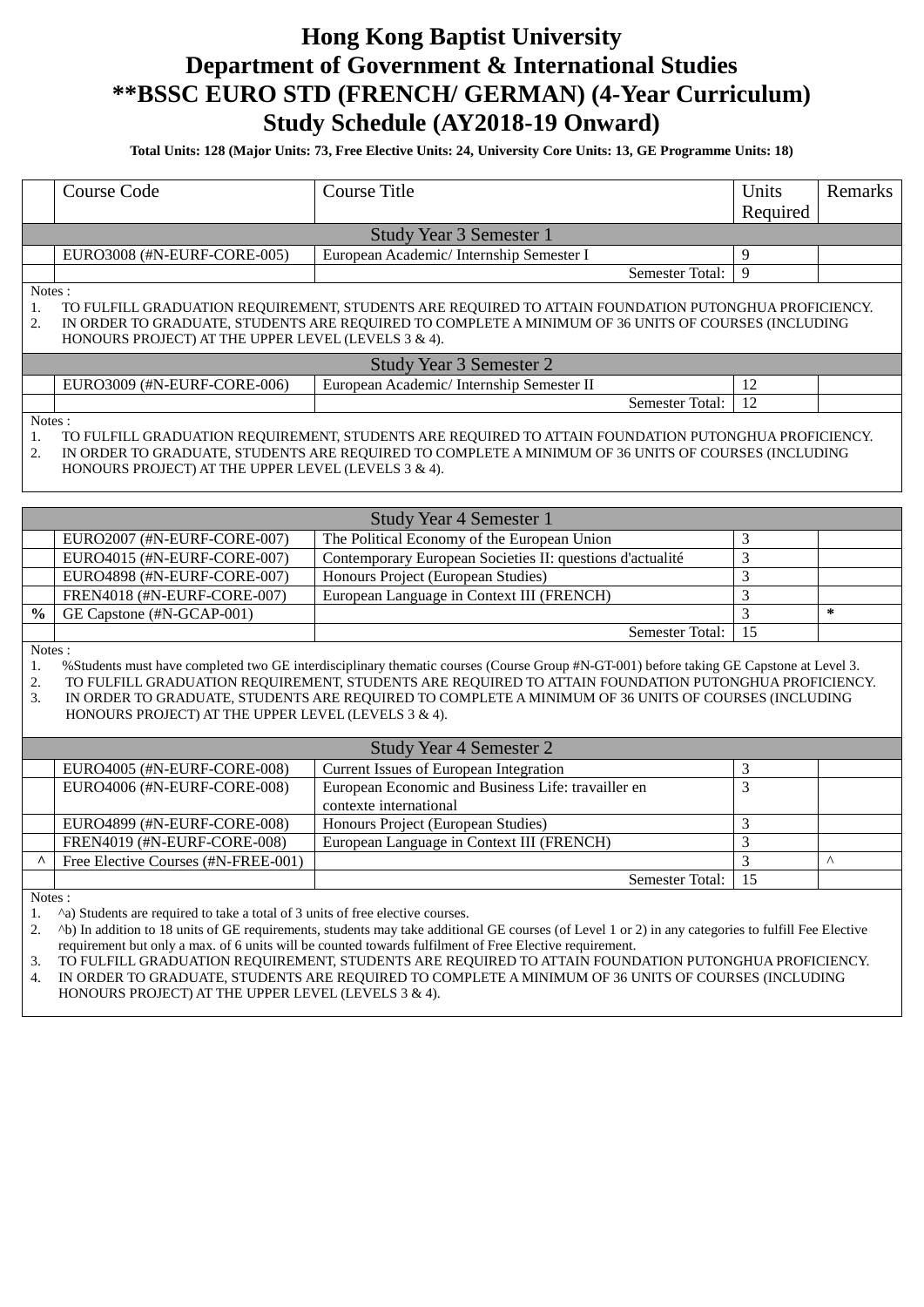# Hong Kong Baptist University
# Department of Government & International Studies
# **BSSC EURO STD (FRENCH/ GERMAN) (4-Year Curriculum)
# Study Schedule (AY2018-19 Onward)

**Total Units: 128 (Major Units: 73, Free Elective Units: 24, University Core Units: 13, GE Programme Units: 18)**

| | Course Code | Course Title | Units Required | Remarks |
|---|---|---|---|---|
| | | **Study Year 3 Semester 1** | | |
| | EURO3008 (#N-EURF-CORE-005) | European Academic/ Internship Semester I | 9 | |
| | | Semester Total: | 9 | |

Notes :
1. TO FULFILL GRADUATION REQUIREMENT, STUDENTS ARE REQUIRED TO ATTAIN FOUNDATION PUTONGHUA PROFICIENCY.
2. IN ORDER TO GRADUATE, STUDENTS ARE REQUIRED TO COMPLETE A MINIMUM OF 36 UNITS OF COURSES (INCLUDING HONOURS PROJECT) AT THE UPPER LEVEL (LEVELS 3 & 4).

| | Course Code | Course Title | Units Required | Remarks |
|---|---|---|---|---|
| | | **Study Year 3 Semester 2** | | |
| | EURO3009 (#N-EURF-CORE-006) | European Academic/ Internship Semester II | 12 | |
| | | Semester Total: | 12 | |

Notes :
1. TO FULFILL GRADUATION REQUIREMENT, STUDENTS ARE REQUIRED TO ATTAIN FOUNDATION PUTONGHUA PROFICIENCY.
2. IN ORDER TO GRADUATE, STUDENTS ARE REQUIRED TO COMPLETE A MINIMUM OF 36 UNITS OF COURSES (INCLUDING HONOURS PROJECT) AT THE UPPER LEVEL (LEVELS 3 & 4).

| | Course Code | Course Title | Units Required | Remarks |
|---|---|---|---|---|
| | | **Study Year 4 Semester 1** | | |
| | EURO2007 (#N-EURF-CORE-007) | The Political Economy of the European Union | 3 | |
| | EURO4015 (#N-EURF-CORE-007) | Contemporary European Societies II: questions d'actualité | 3 | |
| | EURO4898 (#N-EURF-CORE-007) | Honours Project (European Studies) | 3 | |
| | FREN4018 (#N-EURF-CORE-007) | European Language in Context III (FRENCH) | 3 | |
| **%** | GE Capstone (#N-GCAP-001) | | 3 | * |
| | | Semester Total: | 15 | |

Notes :
1. %Students must have completed two GE interdisciplinary thematic courses (Course Group #N-GT-001) before taking GE Capstone at Level 3.
2. TO FULFILL GRADUATION REQUIREMENT, STUDENTS ARE REQUIRED TO ATTAIN FOUNDATION PUTONGHUA PROFICIENCY.
3. IN ORDER TO GRADUATE, STUDENTS ARE REQUIRED TO COMPLETE A MINIMUM OF 36 UNITS OF COURSES (INCLUDING HONOURS PROJECT) AT THE UPPER LEVEL (LEVELS 3 & 4).

| | Course Code | Course Title | Units Required | Remarks |
|---|---|---|---|---|
| | | **Study Year 4 Semester 2** | | |
| | EURO4005 (#N-EURF-CORE-008) | Current Issues of European Integration | 3 | |
| | EURO4006 (#N-EURF-CORE-008) | European Economic and Business Life: travailler en contexte international | 3 | |
| | EURO4899 (#N-EURF-CORE-008) | Honours Project (European Studies) | 3 | |
| | FREN4019 (#N-EURF-CORE-008) | European Language in Context III (FRENCH) | 3 | |
| **^** | Free Elective Courses (#N-FREE-001) | | 3 | ^ |
| | | Semester Total: | 15 | |

Notes :
1. ^a) Students are required to take a total of 3 units of free elective courses.
2. ^b) In addition to 18 units of GE requirements, students may take additional GE courses (of Level 1 or 2) in any categories to fulfill Fee Elective requirement but only a max. of 6 units will be counted towards fulfilment of Free Elective requirement.
3. TO FULFILL GRADUATION REQUIREMENT, STUDENTS ARE REQUIRED TO ATTAIN FOUNDATION PUTONGHUA PROFICIENCY.
4. IN ORDER TO GRADUATE, STUDENTS ARE REQUIRED TO COMPLETE A MINIMUM OF 36 UNITS OF COURSES (INCLUDING HONOURS PROJECT) AT THE UPPER LEVEL (LEVELS 3 & 4).